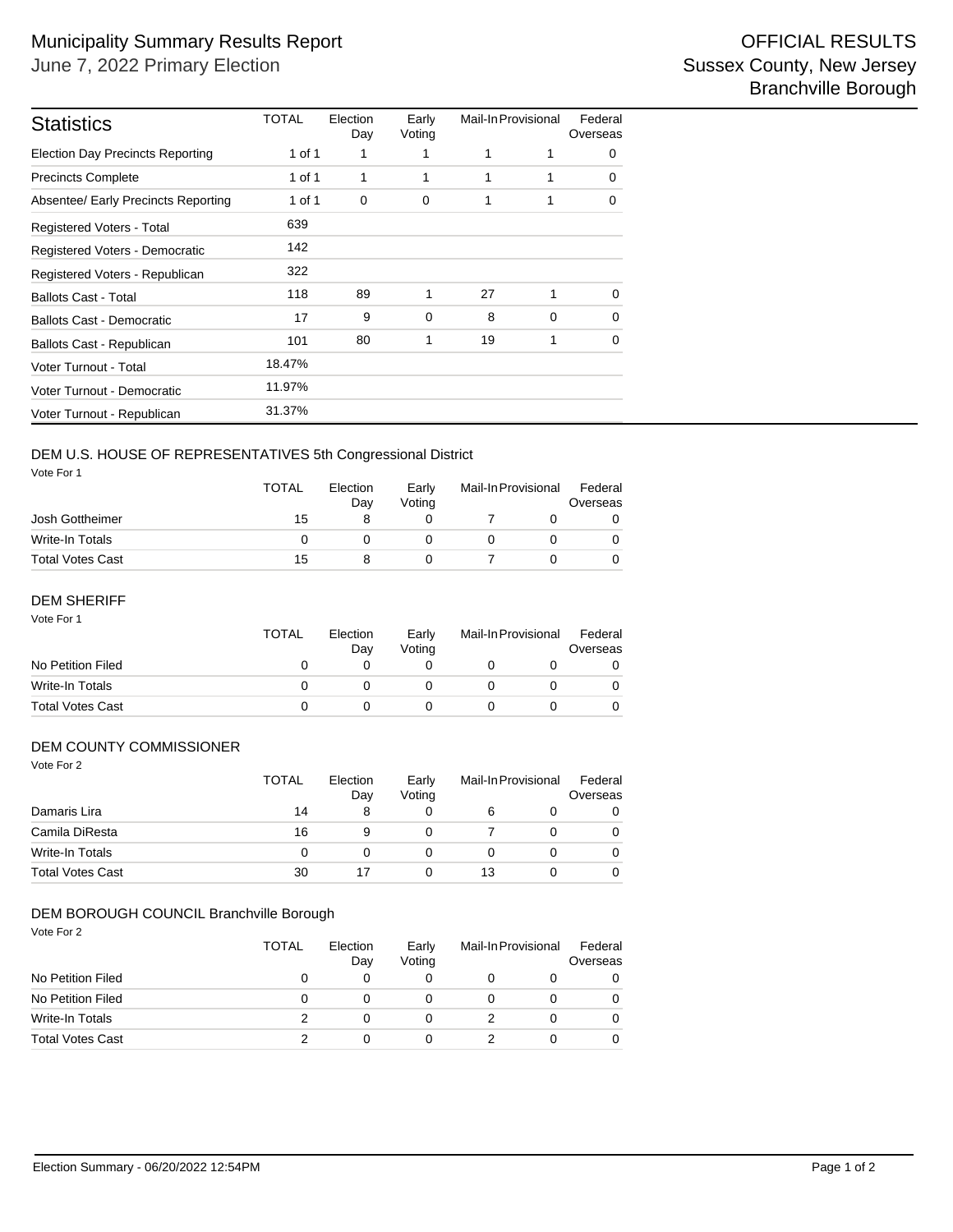# Municipality Summary Results Report

June 7, 2022 Primary Election

OFFICIAL RESULTS
Sussex County, New Jersey
Branchville Borough

| Statistics | TOTAL | Election Day | Early Voting | Mail-In | Provisional | Federal Overseas |
|---|---|---|---|---|---|---|
| Election Day Precincts Reporting | 1 of 1 | 1 | 1 | 1 | 1 | 0 |
| Precincts Complete | 1 of 1 | 1 | 1 | 1 | 1 | 0 |
| Absentee/ Early Precincts Reporting | 1 of 1 | 0 | 0 | 1 | 1 | 0 |
| Registered Voters - Total | 639 | | | | | |
| Registered Voters - Democratic | 142 | | | | | |
| Registered Voters - Republican | 322 | | | | | |
| Ballots Cast - Total | 118 | 89 | 1 | 27 | 1 | 0 |
| Ballots Cast - Democratic | 17 | 9 | 0 | 8 | 0 | 0 |
| Ballots Cast - Republican | 101 | 80 | 1 | 19 | 1 | 0 |
| Voter Turnout - Total | 18.47% | | | | | |
| Voter Turnout - Democratic | 11.97% | | | | | |
| Voter Turnout - Republican | 31.37% | | | | | |

## DEM U.S. HOUSE OF REPRESENTATIVES 5th Congressional District

Vote For 1

| | TOTAL | Election Day | Early Voting | Mail-In | Provisional | Federal Overseas |
|---|---|---|---|---|---|---|
| Josh Gottheimer | 15 | 8 | 0 | 7 | 0 | 0 |
| Write-In Totals | 0 | 0 | 0 | 0 | 0 | 0 |
| Total Votes Cast | 15 | 8 | 0 | 7 | 0 | 0 |

## DEM SHERIFF

Vote For 1

| | TOTAL | Election Day | Early Voting | Mail-In | Provisional | Federal Overseas |
|---|---|---|---|---|---|---|
| No Petition Filed | 0 | 0 | 0 | 0 | 0 | 0 |
| Write-In Totals | 0 | 0 | 0 | 0 | 0 | 0 |
| Total Votes Cast | 0 | 0 | 0 | 0 | 0 | 0 |

## DEM COUNTY COMMISSIONER

Vote For 2

| | TOTAL | Election Day | Early Voting | Mail-In | Provisional | Federal Overseas |
|---|---|---|---|---|---|---|
| Damaris Lira | 14 | 8 | 0 | 6 | 0 | 0 |
| Camila DiResta | 16 | 9 | 0 | 7 | 0 | 0 |
| Write-In Totals | 0 | 0 | 0 | 0 | 0 | 0 |
| Total Votes Cast | 30 | 17 | 0 | 13 | 0 | 0 |

## DEM BOROUGH COUNCIL Branchville Borough

Vote For 2

| | TOTAL | Election Day | Early Voting | Mail-In | Provisional | Federal Overseas |
|---|---|---|---|---|---|---|
| No Petition Filed | 0 | 0 | 0 | 0 | 0 | 0 |
| No Petition Filed | 0 | 0 | 0 | 0 | 0 | 0 |
| Write-In Totals | 2 | 0 | 0 | 2 | 0 | 0 |
| Total Votes Cast | 2 | 0 | 0 | 2 | 0 | 0 |

Election Summary - 06/20/2022 12:54PM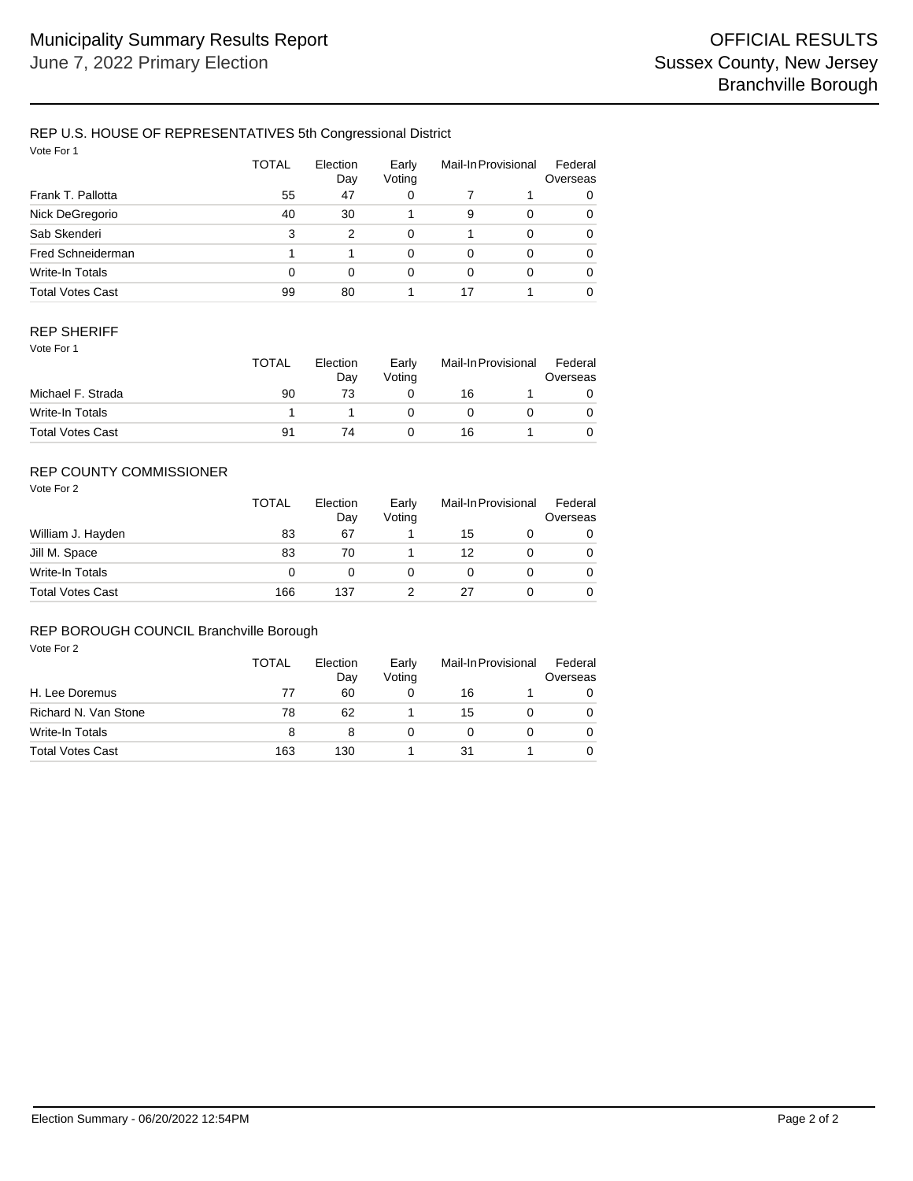# Municipality Summary Results Report

June 7, 2022 Primary Election

OFFICIAL RESULTS
Sussex County, New Jersey
Branchville Borough

## REP U.S. HOUSE OF REPRESENTATIVES 5th Congressional District

Vote For 1

| | TOTAL | Election Day | Early Voting | Mail-In | Provisional | Federal Overseas |
|---|---|---|---|---|---|---|
| Frank T. Pallotta | 55 | 47 | 0 | 7 | 1 | 0 |
| Nick DeGregorio | 40 | 30 | 1 | 9 | 0 | 0 |
| Sab Skenderi | 3 | 2 | 0 | 1 | 0 | 0 |
| Fred Schneiderman | 1 | 1 | 0 | 0 | 0 | 0 |
| Write-In Totals | 0 | 0 | 0 | 0 | 0 | 0 |
| Total Votes Cast | 99 | 80 | 1 | 17 | 1 | 0 |

## REP SHERIFF

Vote For 1

| | TOTAL | Election Day | Early Voting | Mail-In | Provisional | Federal Overseas |
|---|---|---|---|---|---|---|
| Michael F. Strada | 90 | 73 | 0 | 16 | 1 | 0 |
| Write-In Totals | 1 | 1 | 0 | 0 | 0 | 0 |
| Total Votes Cast | 91 | 74 | 0 | 16 | 1 | 0 |

## REP COUNTY COMMISSIONER

Vote For 2

| | TOTAL | Election Day | Early Voting | Mail-In | Provisional | Federal Overseas |
|---|---|---|---|---|---|---|
| William J. Hayden | 83 | 67 | 1 | 15 | 0 | 0 |
| Jill M. Space | 83 | 70 | 1 | 12 | 0 | 0 |
| Write-In Totals | 0 | 0 | 0 | 0 | 0 | 0 |
| Total Votes Cast | 166 | 137 | 2 | 27 | 0 | 0 |

## REP BOROUGH COUNCIL Branchville Borough

Vote For 2

| | TOTAL | Election Day | Early Voting | Mail-In | Provisional | Federal Overseas |
|---|---|---|---|---|---|---|
| H. Lee Doremus | 77 | 60 | 0 | 16 | 1 | 0 |
| Richard N. Van Stone | 78 | 62 | 1 | 15 | 0 | 0 |
| Write-In Totals | 8 | 8 | 0 | 0 | 0 | 0 |
| Total Votes Cast | 163 | 130 | 1 | 31 | 1 | 0 |

Election Summary - 06/20/2022 12:54PM